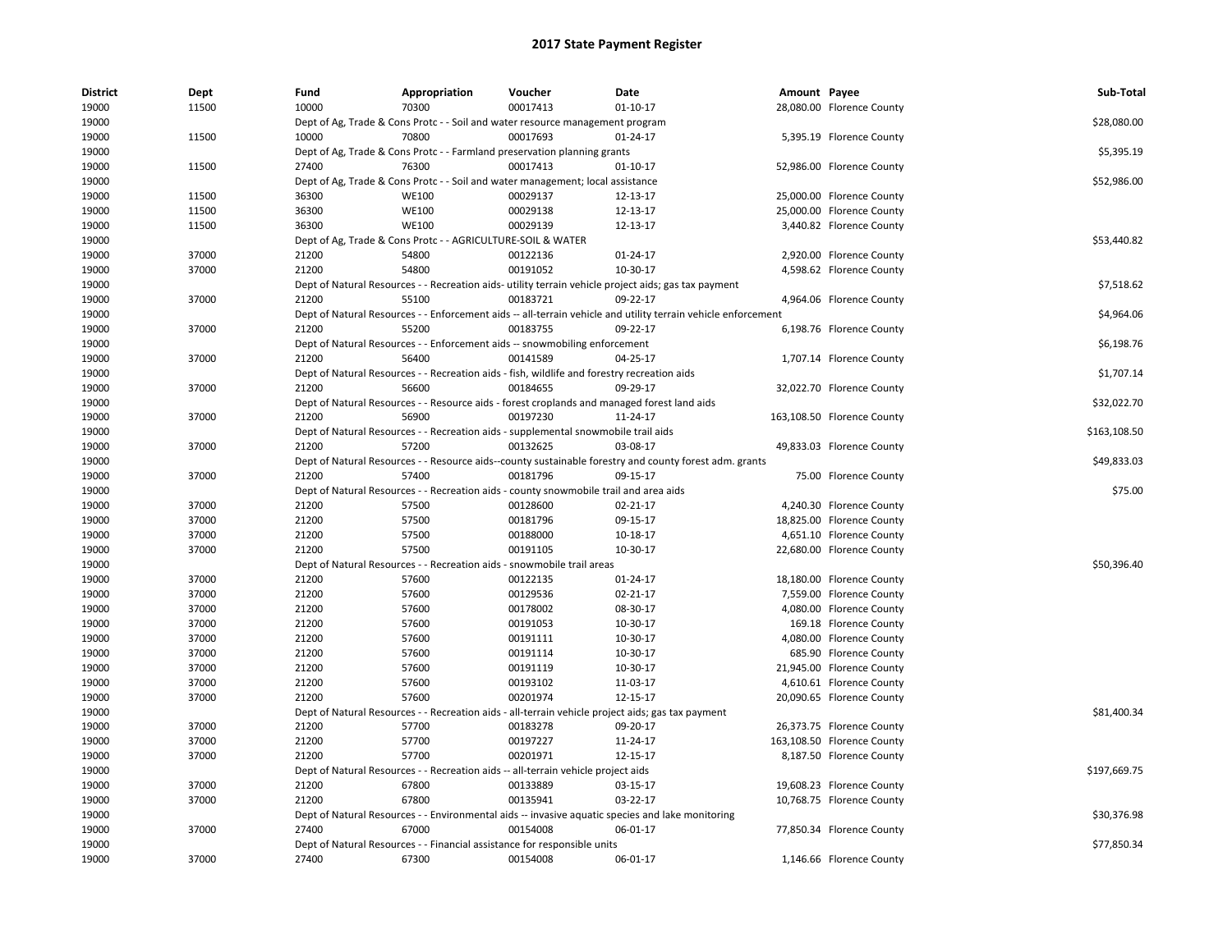# 2017 State Payment Register

| District | Dept | Fund | Appropriation | Voucher | Date | Amount | Payee | Sub-Total |
|---|---|---|---|---|---|---|---|---|
| 19000 | 11500 | 10000 | 70300 | 00017413 | 01-10-17 | 28,080.00 | Florence County | |
| 19000 | | Dept of Ag, Trade & Cons Protc - - Soil and water resource management program | | | | | | $28,080.00 |
| 19000 | 11500 | 10000 | 70800 | 00017693 | 01-24-17 | 5,395.19 | Florence County | |
| 19000 | | Dept of Ag, Trade & Cons Protc - - Farmland preservation planning grants | | | | | | $5,395.19 |
| 19000 | 11500 | 27400 | 76300 | 00017413 | 01-10-17 | 52,986.00 | Florence County | |
| 19000 | | Dept of Ag, Trade & Cons Protc - - Soil and water management; local assistance | | | | | | $52,986.00 |
| 19000 | 11500 | 36300 | WE100 | 00029137 | 12-13-17 | 25,000.00 | Florence County | |
| 19000 | 11500 | 36300 | WE100 | 00029138 | 12-13-17 | 25,000.00 | Florence County | |
| 19000 | 11500 | 36300 | WE100 | 00029139 | 12-13-17 | 3,440.82 | Florence County | |
| 19000 | | Dept of Ag, Trade & Cons Protc - - AGRICULTURE-SOIL & WATER | | | | | | $53,440.82 |
| 19000 | 37000 | 21200 | 54800 | 00122136 | 01-24-17 | 2,920.00 | Florence County | |
| 19000 | 37000 | 21200 | 54800 | 00191052 | 10-30-17 | 4,598.62 | Florence County | |
| 19000 | | Dept of Natural Resources - - Recreation aids- utility terrain vehicle project aids; gas tax payment | | | | | | $7,518.62 |
| 19000 | 37000 | 21200 | 55100 | 00183721 | 09-22-17 | 4,964.06 | Florence County | |
| 19000 | | Dept of Natural Resources - - Enforcement aids -- all-terrain vehicle and utility terrain vehicle enforcement | | | | | | $4,964.06 |
| 19000 | 37000 | 21200 | 55200 | 00183755 | 09-22-17 | 6,198.76 | Florence County | |
| 19000 | | Dept of Natural Resources - - Enforcement aids -- snowmobiling enforcement | | | | | | $6,198.76 |
| 19000 | 37000 | 21200 | 56400 | 00141589 | 04-25-17 | 1,707.14 | Florence County | |
| 19000 | | Dept of Natural Resources - - Recreation aids - fish, wildlife and forestry recreation aids | | | | | | $1,707.14 |
| 19000 | 37000 | 21200 | 56600 | 00184655 | 09-29-17 | 32,022.70 | Florence County | |
| 19000 | | Dept of Natural Resources - - Resource aids - forest croplands and managed forest land aids | | | | | | $32,022.70 |
| 19000 | 37000 | 21200 | 56900 | 00197230 | 11-24-17 | 163,108.50 | Florence County | |
| 19000 | | Dept of Natural Resources - - Recreation aids - supplemental snowmobile trail aids | | | | | | $163,108.50 |
| 19000 | 37000 | 21200 | 57200 | 00132625 | 03-08-17 | 49,833.03 | Florence County | |
| 19000 | | Dept of Natural Resources - - Resource aids--county sustainable forestry and county forest adm. grants | | | | | | $49,833.03 |
| 19000 | 37000 | 21200 | 57400 | 00181796 | 09-15-17 | 75.00 | Florence County | |
| 19000 | | Dept of Natural Resources - - Recreation aids - county snowmobile trail and area aids | | | | | | $75.00 |
| 19000 | 37000 | 21200 | 57500 | 00128600 | 02-21-17 | 4,240.30 | Florence County | |
| 19000 | 37000 | 21200 | 57500 | 00181796 | 09-15-17 | 18,825.00 | Florence County | |
| 19000 | 37000 | 21200 | 57500 | 00188000 | 10-18-17 | 4,651.10 | Florence County | |
| 19000 | 37000 | 21200 | 57500 | 00191105 | 10-30-17 | 22,680.00 | Florence County | |
| 19000 | | Dept of Natural Resources - - Recreation aids - snowmobile trail areas | | | | | | $50,396.40 |
| 19000 | 37000 | 21200 | 57600 | 00122135 | 01-24-17 | 18,180.00 | Florence County | |
| 19000 | 37000 | 21200 | 57600 | 00129536 | 02-21-17 | 7,559.00 | Florence County | |
| 19000 | 37000 | 21200 | 57600 | 00178002 | 08-30-17 | 4,080.00 | Florence County | |
| 19000 | 37000 | 21200 | 57600 | 00191053 | 10-30-17 | 169.18 | Florence County | |
| 19000 | 37000 | 21200 | 57600 | 00191111 | 10-30-17 | 4,080.00 | Florence County | |
| 19000 | 37000 | 21200 | 57600 | 00191114 | 10-30-17 | 685.90 | Florence County | |
| 19000 | 37000 | 21200 | 57600 | 00191119 | 10-30-17 | 21,945.00 | Florence County | |
| 19000 | 37000 | 21200 | 57600 | 00193102 | 11-03-17 | 4,610.61 | Florence County | |
| 19000 | 37000 | 21200 | 57600 | 00201974 | 12-15-17 | 20,090.65 | Florence County | |
| 19000 | | Dept of Natural Resources - - Recreation aids - all-terrain vehicle project aids; gas tax payment | | | | | | $81,400.34 |
| 19000 | 37000 | 21200 | 57700 | 00183278 | 09-20-17 | 26,373.75 | Florence County | |
| 19000 | 37000 | 21200 | 57700 | 00197227 | 11-24-17 | 163,108.50 | Florence County | |
| 19000 | 37000 | 21200 | 57700 | 00201971 | 12-15-17 | 8,187.50 | Florence County | |
| 19000 | | Dept of Natural Resources - - Recreation aids -- all-terrain vehicle project aids | | | | | | $197,669.75 |
| 19000 | 37000 | 21200 | 67800 | 00133889 | 03-15-17 | 19,608.23 | Florence County | |
| 19000 | 37000 | 21200 | 67800 | 00135941 | 03-22-17 | 10,768.75 | Florence County | |
| 19000 | | Dept of Natural Resources - - Environmental aids -- invasive aquatic species and lake monitoring | | | | | | $30,376.98 |
| 19000 | 37000 | 27400 | 67000 | 00154008 | 06-01-17 | 77,850.34 | Florence County | |
| 19000 | | Dept of Natural Resources - - Financial assistance for responsible units | | | | | | $77,850.34 |
| 19000 | 37000 | 27400 | 67300 | 00154008 | 06-01-17 | 1,146.66 | Florence County | |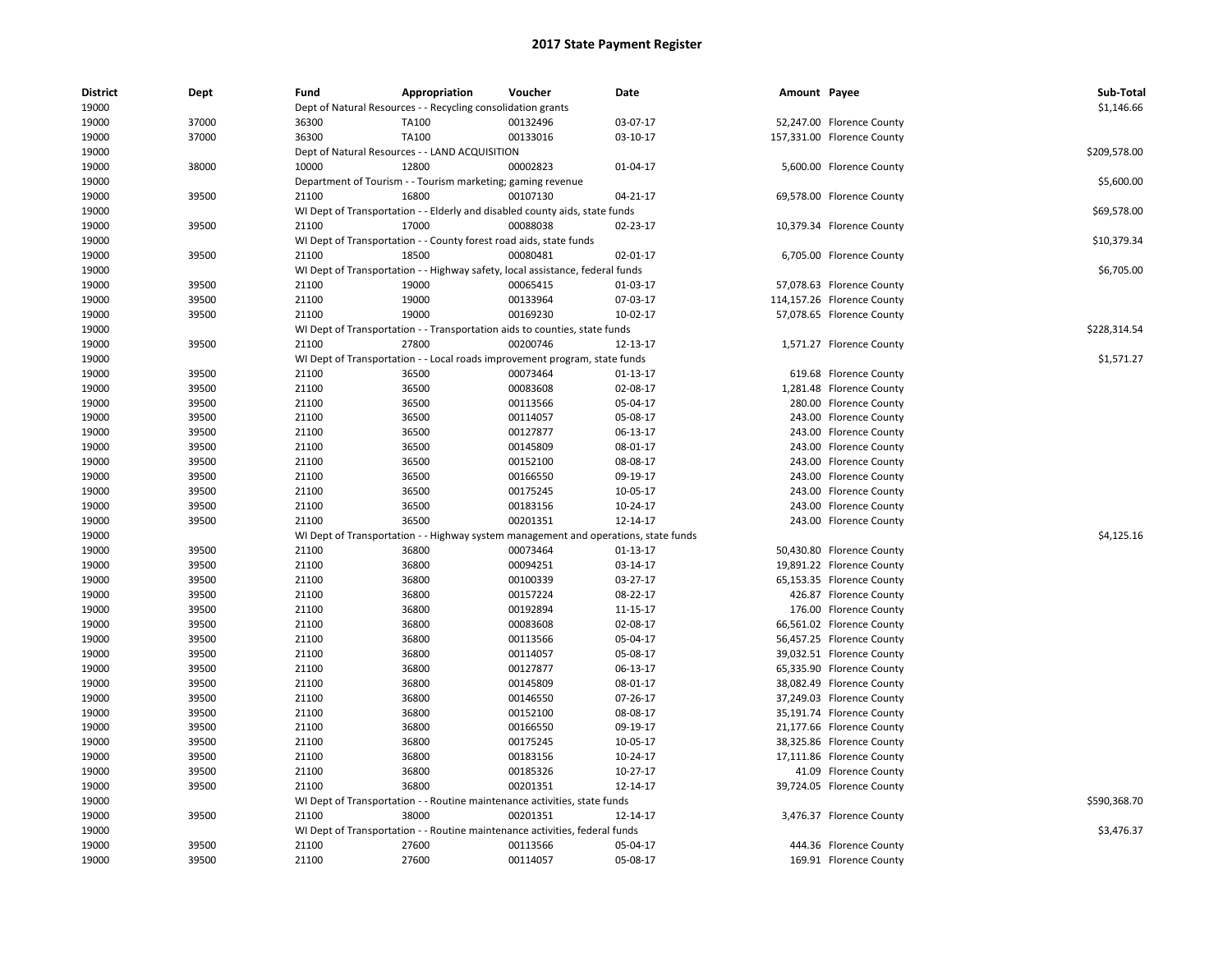# 2017 State Payment Register

| District | Dept | Fund | Appropriation | Voucher | Date | Amount | Payee | Sub-Total |
|---|---|---|---|---|---|---|---|---|
| 19000 | | Dept of Natural Resources - - Recycling consolidation grants | | | | | | $1,146.66 |
| 19000 | 37000 | 36300 | TA100 | 00132496 | 03-07-17 | 52,247.00 | Florence County | |
| 19000 | 37000 | 36300 | TA100 | 00133016 | 03-10-17 | 157,331.00 | Florence County | |
| 19000 | | Dept of Natural Resources - - LAND ACQUISITION | | | | | | $209,578.00 |
| 19000 | 38000 | 10000 | 12800 | 00002823 | 01-04-17 | 5,600.00 | Florence County | |
| 19000 | | Department of Tourism - - Tourism marketing; gaming revenue | | | | | | $5,600.00 |
| 19000 | 39500 | 21100 | 16800 | 00107130 | 04-21-17 | 69,578.00 | Florence County | |
| 19000 | | WI Dept of Transportation - - Elderly and disabled county aids, state funds | | | | | | $69,578.00 |
| 19000 | 39500 | 21100 | 17000 | 00088038 | 02-23-17 | 10,379.34 | Florence County | |
| 19000 | | WI Dept of Transportation - - County forest road aids, state funds | | | | | | $10,379.34 |
| 19000 | 39500 | 21100 | 18500 | 00080481 | 02-01-17 | 6,705.00 | Florence County | |
| 19000 | | WI Dept of Transportation - - Highway safety, local assistance, federal funds | | | | | | $6,705.00 |
| 19000 | 39500 | 21100 | 19000 | 00065415 | 01-03-17 | 57,078.63 | Florence County | |
| 19000 | 39500 | 21100 | 19000 | 00133964 | 07-03-17 | 114,157.26 | Florence County | |
| 19000 | 39500 | 21100 | 19000 | 00169230 | 10-02-17 | 57,078.65 | Florence County | |
| 19000 | | WI Dept of Transportation - - Transportation aids to counties, state funds | | | | | | $228,314.54 |
| 19000 | 39500 | 21100 | 27800 | 00200746 | 12-13-17 | 1,571.27 | Florence County | |
| 19000 | | WI Dept of Transportation - - Local roads improvement program, state funds | | | | | | $1,571.27 |
| 19000 | 39500 | 21100 | 36500 | 00073464 | 01-13-17 | 619.68 | Florence County | |
| 19000 | 39500 | 21100 | 36500 | 00083608 | 02-08-17 | 1,281.48 | Florence County | |
| 19000 | 39500 | 21100 | 36500 | 00113566 | 05-04-17 | 280.00 | Florence County | |
| 19000 | 39500 | 21100 | 36500 | 00114057 | 05-08-17 | 243.00 | Florence County | |
| 19000 | 39500 | 21100 | 36500 | 00127877 | 06-13-17 | 243.00 | Florence County | |
| 19000 | 39500 | 21100 | 36500 | 00145809 | 08-01-17 | 243.00 | Florence County | |
| 19000 | 39500 | 21100 | 36500 | 00152100 | 08-08-17 | 243.00 | Florence County | |
| 19000 | 39500 | 21100 | 36500 | 00166550 | 09-19-17 | 243.00 | Florence County | |
| 19000 | 39500 | 21100 | 36500 | 00175245 | 10-05-17 | 243.00 | Florence County | |
| 19000 | 39500 | 21100 | 36500 | 00183156 | 10-24-17 | 243.00 | Florence County | |
| 19000 | 39500 | 21100 | 36500 | 00201351 | 12-14-17 | 243.00 | Florence County | |
| 19000 | | WI Dept of Transportation - - Highway system management and operations, state funds | | | | | | $4,125.16 |
| 19000 | 39500 | 21100 | 36800 | 00073464 | 01-13-17 | 50,430.80 | Florence County | |
| 19000 | 39500 | 21100 | 36800 | 00094251 | 03-14-17 | 19,891.22 | Florence County | |
| 19000 | 39500 | 21100 | 36800 | 00100339 | 03-27-17 | 65,153.35 | Florence County | |
| 19000 | 39500 | 21100 | 36800 | 00157224 | 08-22-17 | 426.87 | Florence County | |
| 19000 | 39500 | 21100 | 36800 | 00192894 | 11-15-17 | 176.00 | Florence County | |
| 19000 | 39500 | 21100 | 36800 | 00083608 | 02-08-17 | 66,561.02 | Florence County | |
| 19000 | 39500 | 21100 | 36800 | 00113566 | 05-04-17 | 56,457.25 | Florence County | |
| 19000 | 39500 | 21100 | 36800 | 00114057 | 05-08-17 | 39,032.51 | Florence County | |
| 19000 | 39500 | 21100 | 36800 | 00127877 | 06-13-17 | 65,335.90 | Florence County | |
| 19000 | 39500 | 21100 | 36800 | 00145809 | 08-01-17 | 38,082.49 | Florence County | |
| 19000 | 39500 | 21100 | 36800 | 00146550 | 07-26-17 | 37,249.03 | Florence County | |
| 19000 | 39500 | 21100 | 36800 | 00152100 | 08-08-17 | 35,191.74 | Florence County | |
| 19000 | 39500 | 21100 | 36800 | 00166550 | 09-19-17 | 21,177.66 | Florence County | |
| 19000 | 39500 | 21100 | 36800 | 00175245 | 10-05-17 | 38,325.86 | Florence County | |
| 19000 | 39500 | 21100 | 36800 | 00183156 | 10-24-17 | 17,111.86 | Florence County | |
| 19000 | 39500 | 21100 | 36800 | 00185326 | 10-27-17 | 41.09 | Florence County | |
| 19000 | 39500 | 21100 | 36800 | 00201351 | 12-14-17 | 39,724.05 | Florence County | |
| 19000 | | WI Dept of Transportation - - Routine maintenance activities, state funds | | | | | | $590,368.70 |
| 19000 | 39500 | 21100 | 38000 | 00201351 | 12-14-17 | 3,476.37 | Florence County | |
| 19000 | | WI Dept of Transportation - - Routine maintenance activities, federal funds | | | | | | $3,476.37 |
| 19000 | 39500 | 21100 | 27600 | 00113566 | 05-04-17 | 444.36 | Florence County | |
| 19000 | 39500 | 21100 | 27600 | 00114057 | 05-08-17 | 169.91 | Florence County | |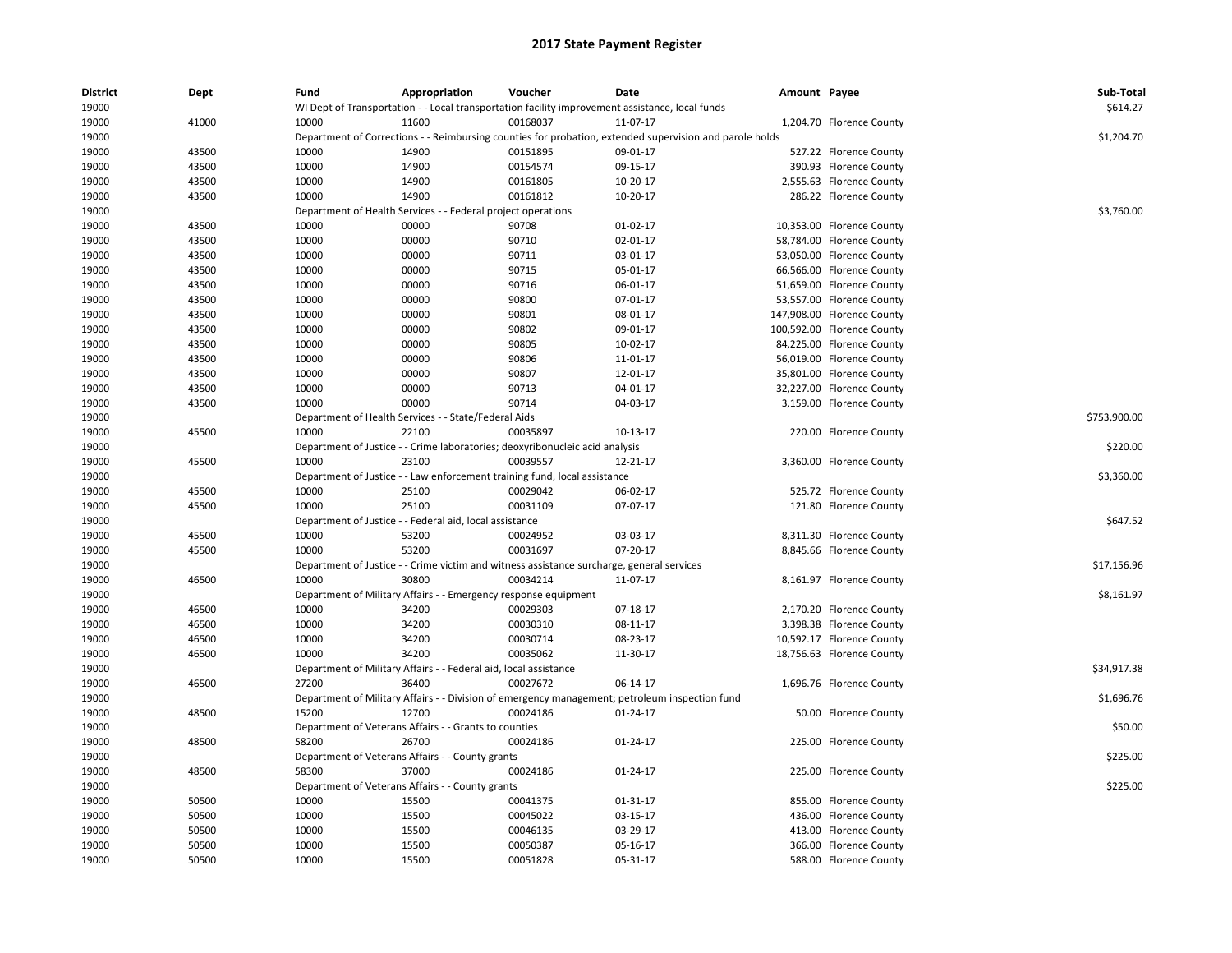# 2017 State Payment Register

| District | Dept | Fund | Appropriation | Voucher | Date | Amount | Payee | Sub-Total |
|---|---|---|---|---|---|---|---|---|
| 19000 | | WI Dept of Transportation - - Local transportation facility improvement assistance, local funds | | | | | | $614.27 |
| 19000 | 41000 | 10000 | 11600 | 00168037 | 11-07-17 | 1,204.70 | Florence County | |
| 19000 | | Department of Corrections - - Reimbursing counties for probation, extended supervision and parole holds | | | | | | $1,204.70 |
| 19000 | 43500 | 10000 | 14900 | 00151895 | 09-01-17 | 527.22 | Florence County | |
| 19000 | 43500 | 10000 | 14900 | 00154574 | 09-15-17 | 390.93 | Florence County | |
| 19000 | 43500 | 10000 | 14900 | 00161805 | 10-20-17 | 2,555.63 | Florence County | |
| 19000 | 43500 | 10000 | 14900 | 00161812 | 10-20-17 | 286.22 | Florence County | |
| 19000 | | Department of Health Services - - Federal project operations | | | | | | $3,760.00 |
| 19000 | 43500 | 10000 | 00000 | 90708 | 01-02-17 | 10,353.00 | Florence County | |
| 19000 | 43500 | 10000 | 00000 | 90710 | 02-01-17 | 58,784.00 | Florence County | |
| 19000 | 43500 | 10000 | 00000 | 90711 | 03-01-17 | 53,050.00 | Florence County | |
| 19000 | 43500 | 10000 | 00000 | 90715 | 05-01-17 | 66,566.00 | Florence County | |
| 19000 | 43500 | 10000 | 00000 | 90716 | 06-01-17 | 51,659.00 | Florence County | |
| 19000 | 43500 | 10000 | 00000 | 90800 | 07-01-17 | 53,557.00 | Florence County | |
| 19000 | 43500 | 10000 | 00000 | 90801 | 08-01-17 | 147,908.00 | Florence County | |
| 19000 | 43500 | 10000 | 00000 | 90802 | 09-01-17 | 100,592.00 | Florence County | |
| 19000 | 43500 | 10000 | 00000 | 90805 | 10-02-17 | 84,225.00 | Florence County | |
| 19000 | 43500 | 10000 | 00000 | 90806 | 11-01-17 | 56,019.00 | Florence County | |
| 19000 | 43500 | 10000 | 00000 | 90807 | 12-01-17 | 35,801.00 | Florence County | |
| 19000 | 43500 | 10000 | 00000 | 90713 | 04-01-17 | 32,227.00 | Florence County | |
| 19000 | 43500 | 10000 | 00000 | 90714 | 04-03-17 | 3,159.00 | Florence County | |
| 19000 | | Department of Health Services - - State/Federal Aids | | | | | | $753,900.00 |
| 19000 | 45500 | 10000 | 22100 | 00035897 | 10-13-17 | 220.00 | Florence County | |
| 19000 | | Department of Justice - - Crime laboratories; deoxyribonucleic acid analysis | | | | | | $220.00 |
| 19000 | 45500 | 10000 | 23100 | 00039557 | 12-21-17 | 3,360.00 | Florence County | |
| 19000 | | Department of Justice - - Law enforcement training fund, local assistance | | | | | | $3,360.00 |
| 19000 | 45500 | 10000 | 25100 | 00029042 | 06-02-17 | 525.72 | Florence County | |
| 19000 | 45500 | 10000 | 25100 | 00031109 | 07-07-17 | 121.80 | Florence County | |
| 19000 | | Department of Justice - - Federal aid, local assistance | | | | | | $647.52 |
| 19000 | 45500 | 10000 | 53200 | 00024952 | 03-03-17 | 8,311.30 | Florence County | |
| 19000 | 45500 | 10000 | 53200 | 00031697 | 07-20-17 | 8,845.66 | Florence County | |
| 19000 | | Department of Justice - - Crime victim and witness assistance surcharge, general services | | | | | | $17,156.96 |
| 19000 | 46500 | 10000 | 30800 | 00034214 | 11-07-17 | 8,161.97 | Florence County | |
| 19000 | | Department of Military Affairs - - Emergency response equipment | | | | | | $8,161.97 |
| 19000 | 46500 | 10000 | 34200 | 00029303 | 07-18-17 | 2,170.20 | Florence County | |
| 19000 | 46500 | 10000 | 34200 | 00030310 | 08-11-17 | 3,398.38 | Florence County | |
| 19000 | 46500 | 10000 | 34200 | 00030714 | 08-23-17 | 10,592.17 | Florence County | |
| 19000 | 46500 | 10000 | 34200 | 00035062 | 11-30-17 | 18,756.63 | Florence County | |
| 19000 | | Department of Military Affairs - - Federal aid, local assistance | | | | | | $34,917.38 |
| 19000 | 46500 | 27200 | 36400 | 00027672 | 06-14-17 | 1,696.76 | Florence County | |
| 19000 | | Department of Military Affairs - - Division of emergency management; petroleum inspection fund | | | | | | $1,696.76 |
| 19000 | 48500 | 15200 | 12700 | 00024186 | 01-24-17 | 50.00 | Florence County | |
| 19000 | | Department of Veterans Affairs - - Grants to counties | | | | | | $50.00 |
| 19000 | 48500 | 58200 | 26700 | 00024186 | 01-24-17 | 225.00 | Florence County | |
| 19000 | | Department of Veterans Affairs - - County grants | | | | | | $225.00 |
| 19000 | 48500 | 58300 | 37000 | 00024186 | 01-24-17 | 225.00 | Florence County | |
| 19000 | | Department of Veterans Affairs - - County grants | | | | | | $225.00 |
| 19000 | 50500 | 10000 | 15500 | 00041375 | 01-31-17 | 855.00 | Florence County | |
| 19000 | 50500 | 10000 | 15500 | 00045022 | 03-15-17 | 436.00 | Florence County | |
| 19000 | 50500 | 10000 | 15500 | 00046135 | 03-29-17 | 413.00 | Florence County | |
| 19000 | 50500 | 10000 | 15500 | 00050387 | 05-16-17 | 366.00 | Florence County | |
| 19000 | 50500 | 10000 | 15500 | 00051828 | 05-31-17 | 588.00 | Florence County | |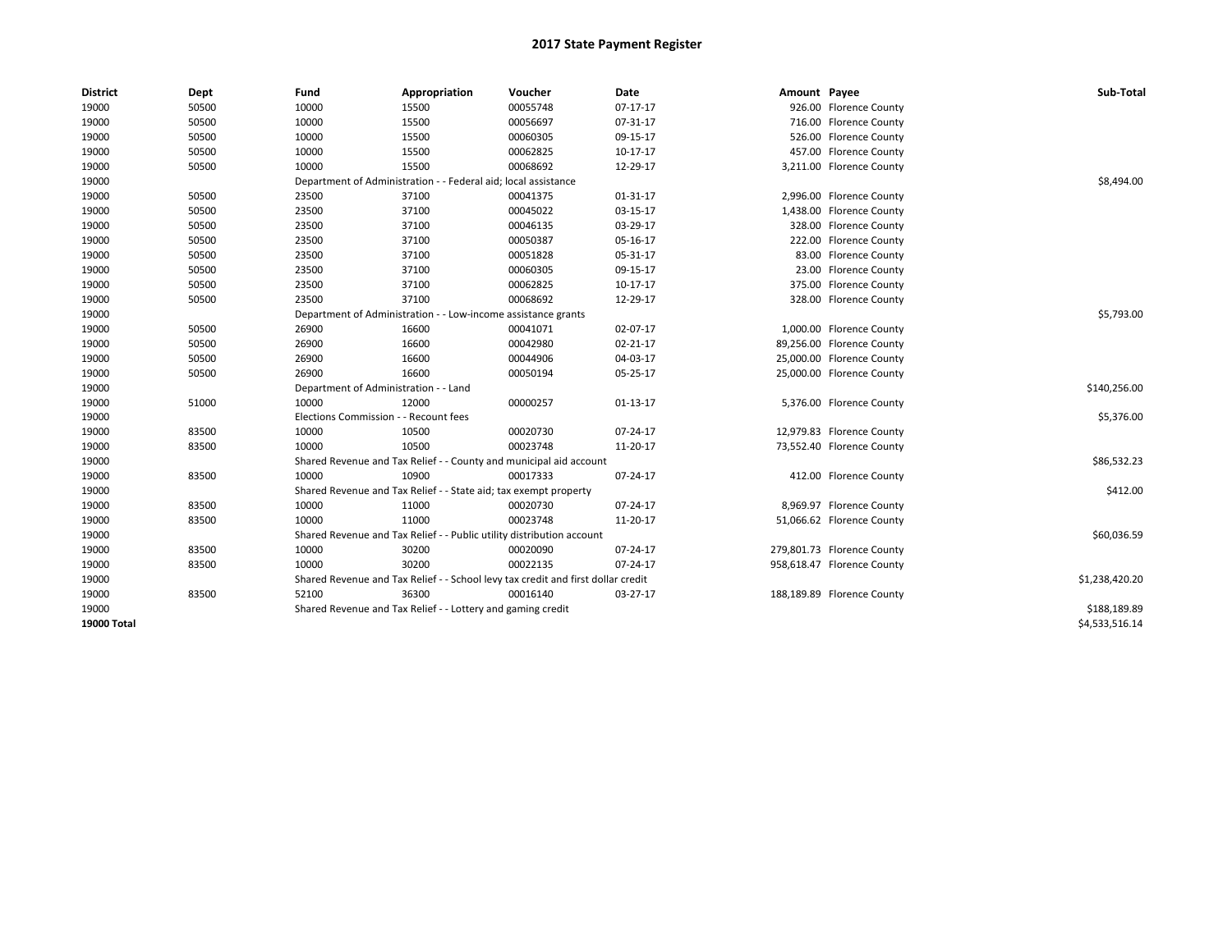# 2017 State Payment Register

| District | Dept | Fund | Appropriation | Voucher | Date | Amount | Payee | Sub-Total |
|---|---|---|---|---|---|---|---|---|
| 19000 | 50500 | 10000 | 15500 | 00055748 | 07-17-17 | 926.00 | Florence County | |
| 19000 | 50500 | 10000 | 15500 | 00056697 | 07-31-17 | 716.00 | Florence County | |
| 19000 | 50500 | 10000 | 15500 | 00060305 | 09-15-17 | 526.00 | Florence County | |
| 19000 | 50500 | 10000 | 15500 | 00062825 | 10-17-17 | 457.00 | Florence County | |
| 19000 | 50500 | 10000 | 15500 | 00068692 | 12-29-17 | 3,211.00 | Florence County | |
| 19000 | | Department of Administration - - Federal aid; local assistance | | | | | | $8,494.00 |
| 19000 | 50500 | 23500 | 37100 | 00041375 | 01-31-17 | 2,996.00 | Florence County | |
| 19000 | 50500 | 23500 | 37100 | 00045022 | 03-15-17 | 1,438.00 | Florence County | |
| 19000 | 50500 | 23500 | 37100 | 00046135 | 03-29-17 | 328.00 | Florence County | |
| 19000 | 50500 | 23500 | 37100 | 00050387 | 05-16-17 | 222.00 | Florence County | |
| 19000 | 50500 | 23500 | 37100 | 00051828 | 05-31-17 | 83.00 | Florence County | |
| 19000 | 50500 | 23500 | 37100 | 00060305 | 09-15-17 | 23.00 | Florence County | |
| 19000 | 50500 | 23500 | 37100 | 00062825 | 10-17-17 | 375.00 | Florence County | |
| 19000 | 50500 | 23500 | 37100 | 00068692 | 12-29-17 | 328.00 | Florence County | |
| 19000 | | Department of Administration - - Low-income assistance grants | | | | | | $5,793.00 |
| 19000 | 50500 | 26900 | 16600 | 00041071 | 02-07-17 | 1,000.00 | Florence County | |
| 19000 | 50500 | 26900 | 16600 | 00042980 | 02-21-17 | 89,256.00 | Florence County | |
| 19000 | 50500 | 26900 | 16600 | 00044906 | 04-03-17 | 25,000.00 | Florence County | |
| 19000 | 50500 | 26900 | 16600 | 00050194 | 05-25-17 | 25,000.00 | Florence County | |
| 19000 | | Department of Administration - - Land | | | | | | $140,256.00 |
| 19000 | 51000 | 10000 | 12000 | 00000257 | 01-13-17 | 5,376.00 | Florence County | |
| 19000 | | Elections Commission - - Recount fees | | | | | | $5,376.00 |
| 19000 | 83500 | 10000 | 10500 | 00020730 | 07-24-17 | 12,979.83 | Florence County | |
| 19000 | 83500 | 10000 | 10500 | 00023748 | 11-20-17 | 73,552.40 | Florence County | |
| 19000 | | Shared Revenue and Tax Relief - - County and municipal aid account | | | | | | $86,532.23 |
| 19000 | 83500 | 10000 | 10900 | 00017333 | 07-24-17 | 412.00 | Florence County | |
| 19000 | | Shared Revenue and Tax Relief - - State aid; tax exempt property | | | | | | $412.00 |
| 19000 | 83500 | 10000 | 11000 | 00020730 | 07-24-17 | 8,969.97 | Florence County | |
| 19000 | 83500 | 10000 | 11000 | 00023748 | 11-20-17 | 51,066.62 | Florence County | |
| 19000 | | Shared Revenue and Tax Relief - - Public utility distribution account | | | | | | $60,036.59 |
| 19000 | 83500 | 10000 | 30200 | 00020090 | 07-24-17 | 279,801.73 | Florence County | |
| 19000 | 83500 | 10000 | 30200 | 00022135 | 07-24-17 | 958,618.47 | Florence County | |
| 19000 | | Shared Revenue and Tax Relief - - School levy tax credit and first dollar credit | | | | | | $1,238,420.20 |
| 19000 | 83500 | 52100 | 36300 | 00016140 | 03-27-17 | 188,189.89 | Florence County | |
| 19000 | | Shared Revenue and Tax Relief - - Lottery and gaming credit | | | | | | $188,189.89 |
| **19000 Total** | | | | | | | | $4,533,516.14 |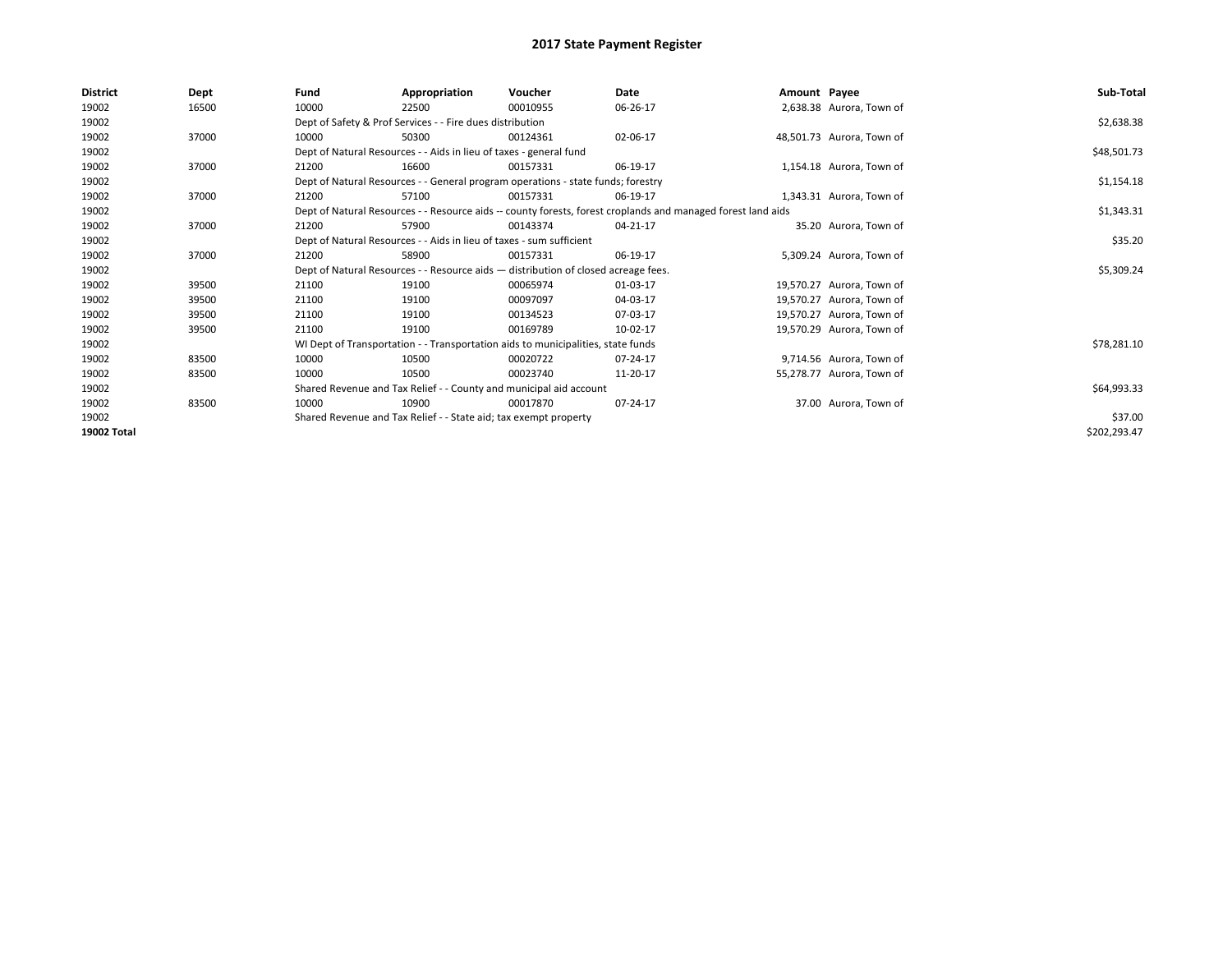# 2017 State Payment Register

| District | Dept | Fund | Appropriation | Voucher | Date | Amount | Payee | Sub-Total |
|---|---|---|---|---|---|---|---|---|
| 19002 | 16500 | 10000 | 22500 | 00010955 | 06-26-17 | 2,638.38 | Aurora, Town of | |
| 19002 | | Dept of Safety & Prof Services - - Fire dues distribution | | | | | | $2,638.38 |
| 19002 | 37000 | 10000 | 50300 | 00124361 | 02-06-17 | 48,501.73 | Aurora, Town of | |
| 19002 | | Dept of Natural Resources - - Aids in lieu of taxes - general fund | | | | | | $48,501.73 |
| 19002 | 37000 | 21200 | 16600 | 00157331 | 06-19-17 | 1,154.18 | Aurora, Town of | |
| 19002 | | Dept of Natural Resources - - General program operations - state funds; forestry | | | | | | $1,154.18 |
| 19002 | 37000 | 21200 | 57100 | 00157331 | 06-19-17 | 1,343.31 | Aurora, Town of | |
| 19002 | | Dept of Natural Resources - - Resource aids -- county forests, forest croplands and managed forest land aids | | | | | | $1,343.31 |
| 19002 | 37000 | 21200 | 57900 | 00143374 | 04-21-17 | 35.20 | Aurora, Town of | |
| 19002 | | Dept of Natural Resources - - Aids in lieu of taxes - sum sufficient | | | | | | $35.20 |
| 19002 | 37000 | 21200 | 58900 | 00157331 | 06-19-17 | 5,309.24 | Aurora, Town of | |
| 19002 | | Dept of Natural Resources - - Resource aids — distribution of closed acreage fees. | | | | | | $5,309.24 |
| 19002 | 39500 | 21100 | 19100 | 00065974 | 01-03-17 | 19,570.27 | Aurora, Town of | |
| 19002 | 39500 | 21100 | 19100 | 00097097 | 04-03-17 | 19,570.27 | Aurora, Town of | |
| 19002 | 39500 | 21100 | 19100 | 00134523 | 07-03-17 | 19,570.27 | Aurora, Town of | |
| 19002 | 39500 | 21100 | 19100 | 00169789 | 10-02-17 | 19,570.29 | Aurora, Town of | |
| 19002 | | WI Dept of Transportation - - Transportation aids to municipalities, state funds | | | | | | $78,281.10 |
| 19002 | 83500 | 10000 | 10500 | 00020722 | 07-24-17 | 9,714.56 | Aurora, Town of | |
| 19002 | 83500 | 10000 | 10500 | 00023740 | 11-20-17 | 55,278.77 | Aurora, Town of | |
| 19002 | | Shared Revenue and Tax Relief - - County and municipal aid account | | | | | | $64,993.33 |
| 19002 | 83500 | 10000 | 10900 | 00017870 | 07-24-17 | 37.00 | Aurora, Town of | |
| 19002 | | Shared Revenue and Tax Relief - - State aid; tax exempt property | | | | | | $37.00 |
| **19002 Total** | | | | | | | | $202,293.47 |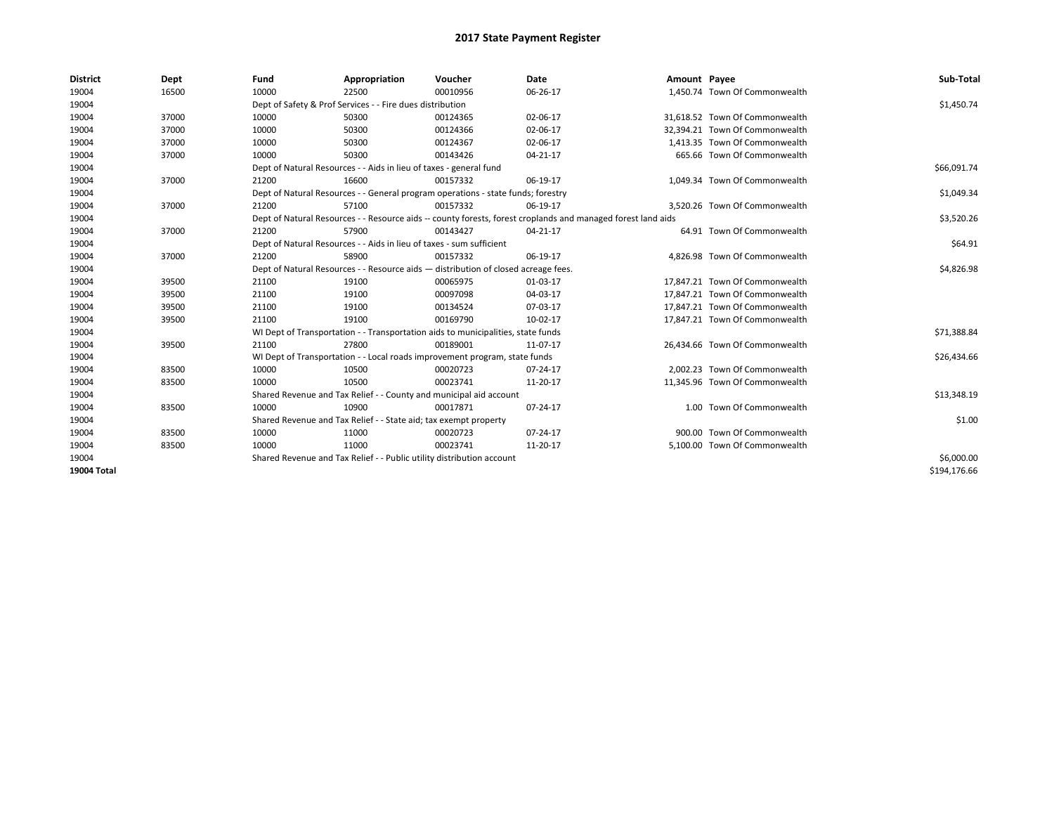# 2017 State Payment Register

| District | Dept | Fund | Appropriation | Voucher | Date | Amount | Payee | Sub-Total |
|---|---|---|---|---|---|---|---|---|
| 19004 | 16500 | 10000 | 22500 | 00010956 | 06-26-17 | 1,450.74 | Town Of Commonwealth | |
| 19004 | | Dept of Safety & Prof Services - - Fire dues distribution | | | | | | $1,450.74 |
| 19004 | 37000 | 10000 | 50300 | 00124365 | 02-06-17 | 31,618.52 | Town Of Commonwealth | |
| 19004 | 37000 | 10000 | 50300 | 00124366 | 02-06-17 | 32,394.21 | Town Of Commonwealth | |
| 19004 | 37000 | 10000 | 50300 | 00124367 | 02-06-17 | 1,413.35 | Town Of Commonwealth | |
| 19004 | 37000 | 10000 | 50300 | 00143426 | 04-21-17 | 665.66 | Town Of Commonwealth | |
| 19004 | | Dept of Natural Resources - - Aids in lieu of taxes - general fund | | | | | | $66,091.74 |
| 19004 | 37000 | 21200 | 16600 | 00157332 | 06-19-17 | 1,049.34 | Town Of Commonwealth | |
| 19004 | | Dept of Natural Resources - - General program operations - state funds; forestry | | | | | | $1,049.34 |
| 19004 | 37000 | 21200 | 57100 | 00157332 | 06-19-17 | 3,520.26 | Town Of Commonwealth | |
| 19004 | | Dept of Natural Resources - - Resource aids -- county forests, forest croplands and managed forest land aids | | | | | | $3,520.26 |
| 19004 | 37000 | 21200 | 57900 | 00143427 | 04-21-17 | 64.91 | Town Of Commonwealth | |
| 19004 | | Dept of Natural Resources - - Aids in lieu of taxes - sum sufficient | | | | | | $64.91 |
| 19004 | 37000 | 21200 | 58900 | 00157332 | 06-19-17 | 4,826.98 | Town Of Commonwealth | |
| 19004 | | Dept of Natural Resources - - Resource aids — distribution of closed acreage fees. | | | | | | $4,826.98 |
| 19004 | 39500 | 21100 | 19100 | 00065975 | 01-03-17 | 17,847.21 | Town Of Commonwealth | |
| 19004 | 39500 | 21100 | 19100 | 00097098 | 04-03-17 | 17,847.21 | Town Of Commonwealth | |
| 19004 | 39500 | 21100 | 19100 | 00134524 | 07-03-17 | 17,847.21 | Town Of Commonwealth | |
| 19004 | 39500 | 21100 | 19100 | 00169790 | 10-02-17 | 17,847.21 | Town Of Commonwealth | |
| 19004 | | WI Dept of Transportation - - Transportation aids to municipalities, state funds | | | | | | $71,388.84 |
| 19004 | 39500 | 21100 | 27800 | 00189001 | 11-07-17 | 26,434.66 | Town Of Commonwealth | |
| 19004 | | WI Dept of Transportation - - Local roads improvement program, state funds | | | | | | $26,434.66 |
| 19004 | 83500 | 10000 | 10500 | 00020723 | 07-24-17 | 2,002.23 | Town Of Commonwealth | |
| 19004 | 83500 | 10000 | 10500 | 00023741 | 11-20-17 | 11,345.96 | Town Of Commonwealth | |
| 19004 | | Shared Revenue and Tax Relief - - County and municipal aid account | | | | | | $13,348.19 |
| 19004 | 83500 | 10000 | 10900 | 00017871 | 07-24-17 | 1.00 | Town Of Commonwealth | |
| 19004 | | Shared Revenue and Tax Relief - - State aid; tax exempt property | | | | | | $1.00 |
| 19004 | 83500 | 10000 | 11000 | 00020723 | 07-24-17 | 900.00 | Town Of Commonwealth | |
| 19004 | 83500 | 10000 | 11000 | 00023741 | 11-20-17 | 5,100.00 | Town Of Commonwealth | |
| 19004 | | Shared Revenue and Tax Relief - - Public utility distribution account | | | | | | $6,000.00 |
| **19004 Total** | | | | | | | | $194,176.66 |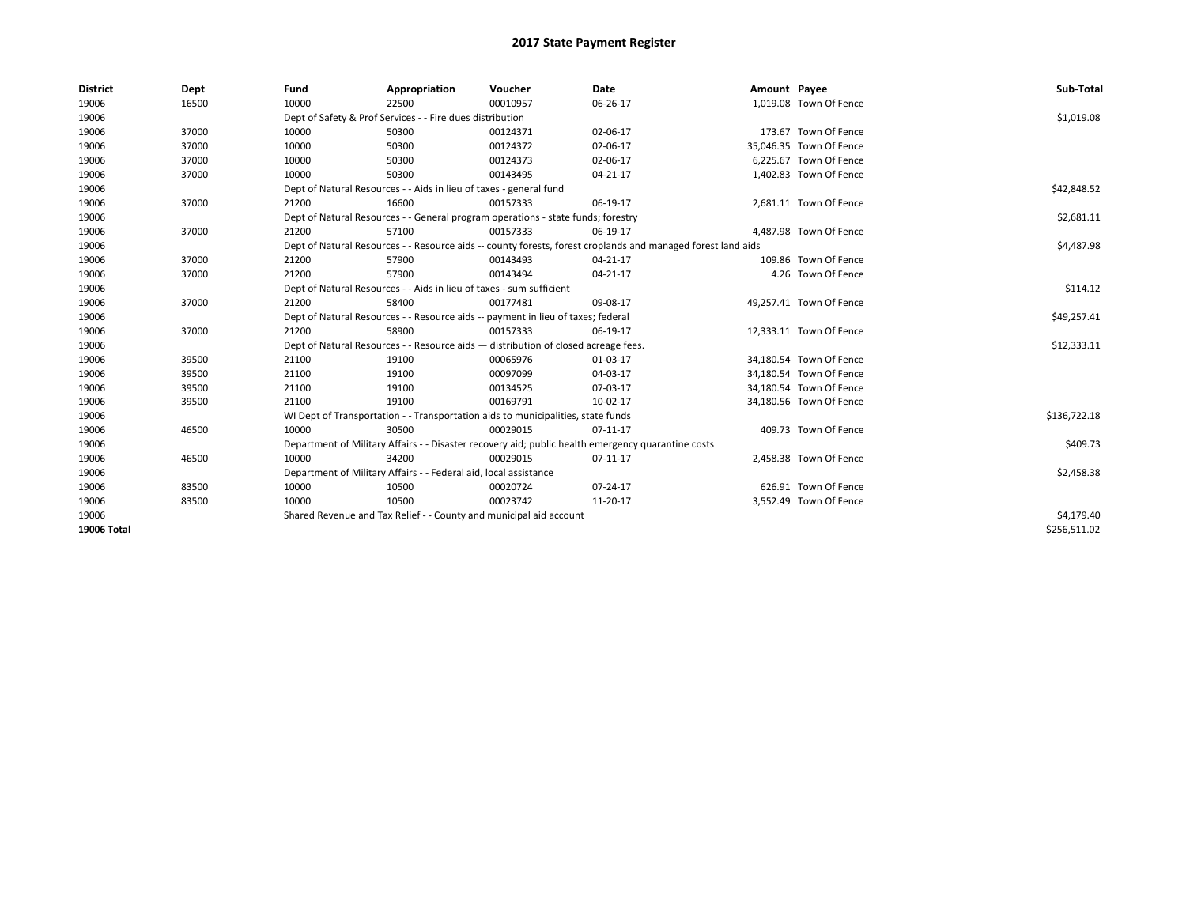# 2017 State Payment Register

| District | Dept | Fund | Appropriation | Voucher | Date | Amount | Payee | Sub-Total |
|---|---|---|---|---|---|---|---|---|
| 19006 | 16500 | 10000 | 22500 | 00010957 | 06-26-17 | 1,019.08 | Town Of Fence | |
| 19006 | | Dept of Safety & Prof Services - - Fire dues distribution | | | | | | $1,019.08 |
| 19006 | 37000 | 10000 | 50300 | 00124371 | 02-06-17 | 173.67 | Town Of Fence | |
| 19006 | 37000 | 10000 | 50300 | 00124372 | 02-06-17 | 35,046.35 | Town Of Fence | |
| 19006 | 37000 | 10000 | 50300 | 00124373 | 02-06-17 | 6,225.67 | Town Of Fence | |
| 19006 | 37000 | 10000 | 50300 | 00143495 | 04-21-17 | 1,402.83 | Town Of Fence | |
| 19006 | | Dept of Natural Resources - - Aids in lieu of taxes - general fund | | | | | | $42,848.52 |
| 19006 | 37000 | 21200 | 16600 | 00157333 | 06-19-17 | 2,681.11 | Town Of Fence | |
| 19006 | | Dept of Natural Resources - - General program operations - state funds; forestry | | | | | | $2,681.11 |
| 19006 | 37000 | 21200 | 57100 | 00157333 | 06-19-17 | 4,487.98 | Town Of Fence | |
| 19006 | | Dept of Natural Resources - - Resource aids -- county forests, forest croplands and managed forest land aids | | | | | | $4,487.98 |
| 19006 | 37000 | 21200 | 57900 | 00143493 | 04-21-17 | 109.86 | Town Of Fence | |
| 19006 | 37000 | 21200 | 57900 | 00143494 | 04-21-17 | 4.26 | Town Of Fence | |
| 19006 | | Dept of Natural Resources - - Aids in lieu of taxes - sum sufficient | | | | | | $114.12 |
| 19006 | 37000 | 21200 | 58400 | 00177481 | 09-08-17 | 49,257.41 | Town Of Fence | |
| 19006 | | Dept of Natural Resources - - Resource aids -- payment in lieu of taxes; federal | | | | | | $49,257.41 |
| 19006 | 37000 | 21200 | 58900 | 00157333 | 06-19-17 | 12,333.11 | Town Of Fence | |
| 19006 | | Dept of Natural Resources - - Resource aids — distribution of closed acreage fees. | | | | | | $12,333.11 |
| 19006 | 39500 | 21100 | 19100 | 00065976 | 01-03-17 | 34,180.54 | Town Of Fence | |
| 19006 | 39500 | 21100 | 19100 | 00097099 | 04-03-17 | 34,180.54 | Town Of Fence | |
| 19006 | 39500 | 21100 | 19100 | 00134525 | 07-03-17 | 34,180.54 | Town Of Fence | |
| 19006 | 39500 | 21100 | 19100 | 00169791 | 10-02-17 | 34,180.56 | Town Of Fence | |
| 19006 | | WI Dept of Transportation - - Transportation aids to municipalities, state funds | | | | | | $136,722.18 |
| 19006 | 46500 | 10000 | 30500 | 00029015 | 07-11-17 | 409.73 | Town Of Fence | |
| 19006 | | Department of Military Affairs - - Disaster recovery aid; public health emergency quarantine costs | | | | | | $409.73 |
| 19006 | 46500 | 10000 | 34200 | 00029015 | 07-11-17 | 2,458.38 | Town Of Fence | |
| 19006 | | Department of Military Affairs - - Federal aid, local assistance | | | | | | $2,458.38 |
| 19006 | 83500 | 10000 | 10500 | 00020724 | 07-24-17 | 626.91 | Town Of Fence | |
| 19006 | 83500 | 10000 | 10500 | 00023742 | 11-20-17 | 3,552.49 | Town Of Fence | |
| 19006 | | Shared Revenue and Tax Relief - - County and municipal aid account | | | | | | $4,179.40 |
| **19006 Total** | | | | | | | | $256,511.02 |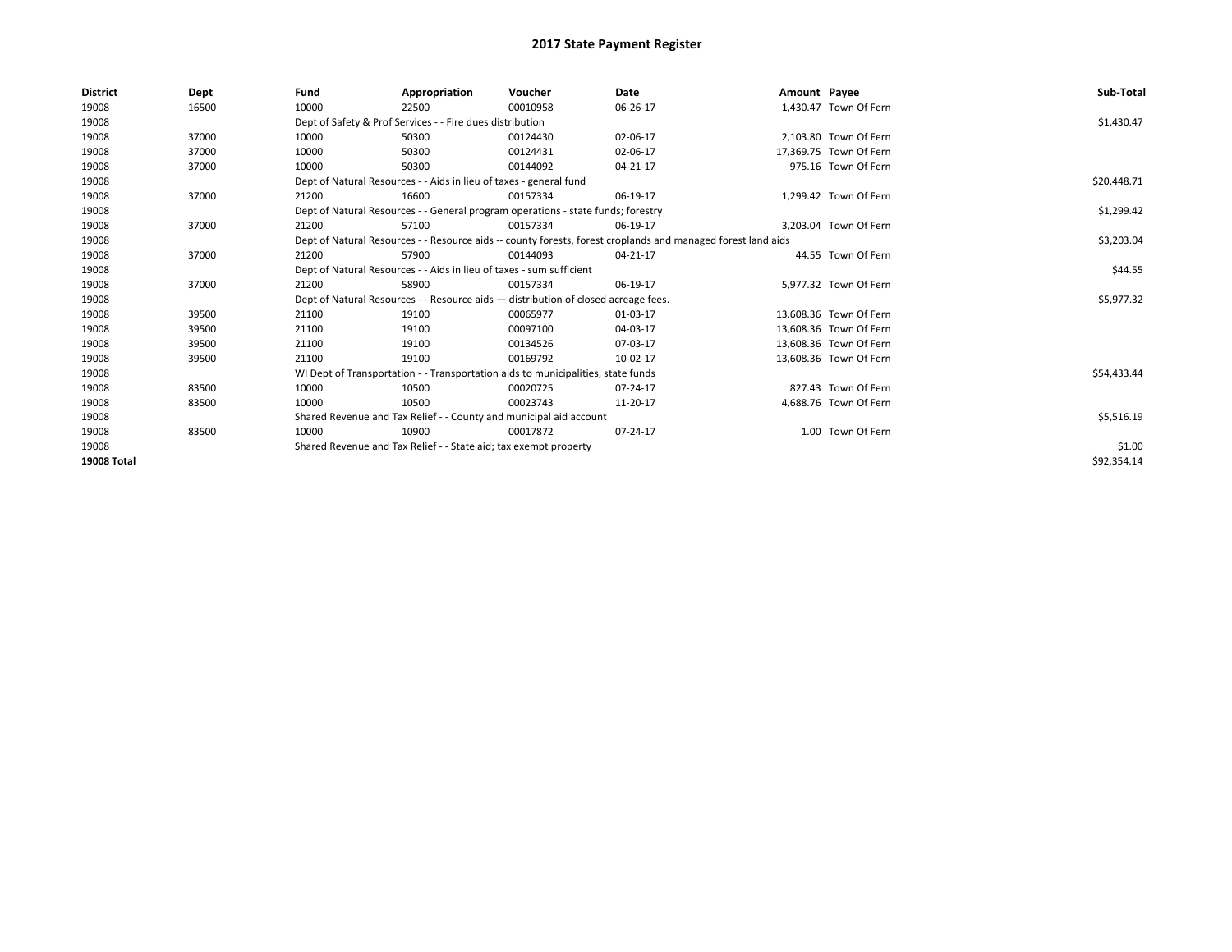# 2017 State Payment Register

| District | Dept | Fund | Appropriation | Voucher | Date | Amount | Payee | Sub-Total |
|---|---|---|---|---|---|---|---|---|
| 19008 | 16500 | 10000 | 22500 | 00010958 | 06-26-17 | 1,430.47 | Town Of Fern | |
| 19008 | | Dept of Safety & Prof Services - - Fire dues distribution | | | | | | $1,430.47 |
| 19008 | 37000 | 10000 | 50300 | 00124430 | 02-06-17 | 2,103.80 | Town Of Fern | |
| 19008 | 37000 | 10000 | 50300 | 00124431 | 02-06-17 | 17,369.75 | Town Of Fern | |
| 19008 | 37000 | 10000 | 50300 | 00144092 | 04-21-17 | 975.16 | Town Of Fern | |
| 19008 | | Dept of Natural Resources - - Aids in lieu of taxes - general fund | | | | | | $20,448.71 |
| 19008 | 37000 | 21200 | 16600 | 00157334 | 06-19-17 | 1,299.42 | Town Of Fern | |
| 19008 | | Dept of Natural Resources - - General program operations - state funds; forestry | | | | | | $1,299.42 |
| 19008 | 37000 | 21200 | 57100 | 00157334 | 06-19-17 | 3,203.04 | Town Of Fern | |
| 19008 | | Dept of Natural Resources - - Resource aids -- county forests, forest croplands and managed forest land aids | | | | | | $3,203.04 |
| 19008 | 37000 | 21200 | 57900 | 00144093 | 04-21-17 | 44.55 | Town Of Fern | |
| 19008 | | Dept of Natural Resources - - Aids in lieu of taxes - sum sufficient | | | | | | $44.55 |
| 19008 | 37000 | 21200 | 58900 | 00157334 | 06-19-17 | 5,977.32 | Town Of Fern | |
| 19008 | | Dept of Natural Resources - - Resource aids — distribution of closed acreage fees. | | | | | | $5,977.32 |
| 19008 | 39500 | 21100 | 19100 | 00065977 | 01-03-17 | 13,608.36 | Town Of Fern | |
| 19008 | 39500 | 21100 | 19100 | 00097100 | 04-03-17 | 13,608.36 | Town Of Fern | |
| 19008 | 39500 | 21100 | 19100 | 00134526 | 07-03-17 | 13,608.36 | Town Of Fern | |
| 19008 | 39500 | 21100 | 19100 | 00169792 | 10-02-17 | 13,608.36 | Town Of Fern | |
| 19008 | | WI Dept of Transportation - - Transportation aids to municipalities, state funds | | | | | | $54,433.44 |
| 19008 | 83500 | 10000 | 10500 | 00020725 | 07-24-17 | 827.43 | Town Of Fern | |
| 19008 | 83500 | 10000 | 10500 | 00023743 | 11-20-17 | 4,688.76 | Town Of Fern | |
| 19008 | | Shared Revenue and Tax Relief - - County and municipal aid account | | | | | | $5,516.19 |
| 19008 | 83500 | 10000 | 10900 | 00017872 | 07-24-17 | 1.00 | Town Of Fern | |
| 19008 | | Shared Revenue and Tax Relief - - State aid; tax exempt property | | | | | | $1.00 |
| **19008 Total** | | | | | | | | $92,354.14 |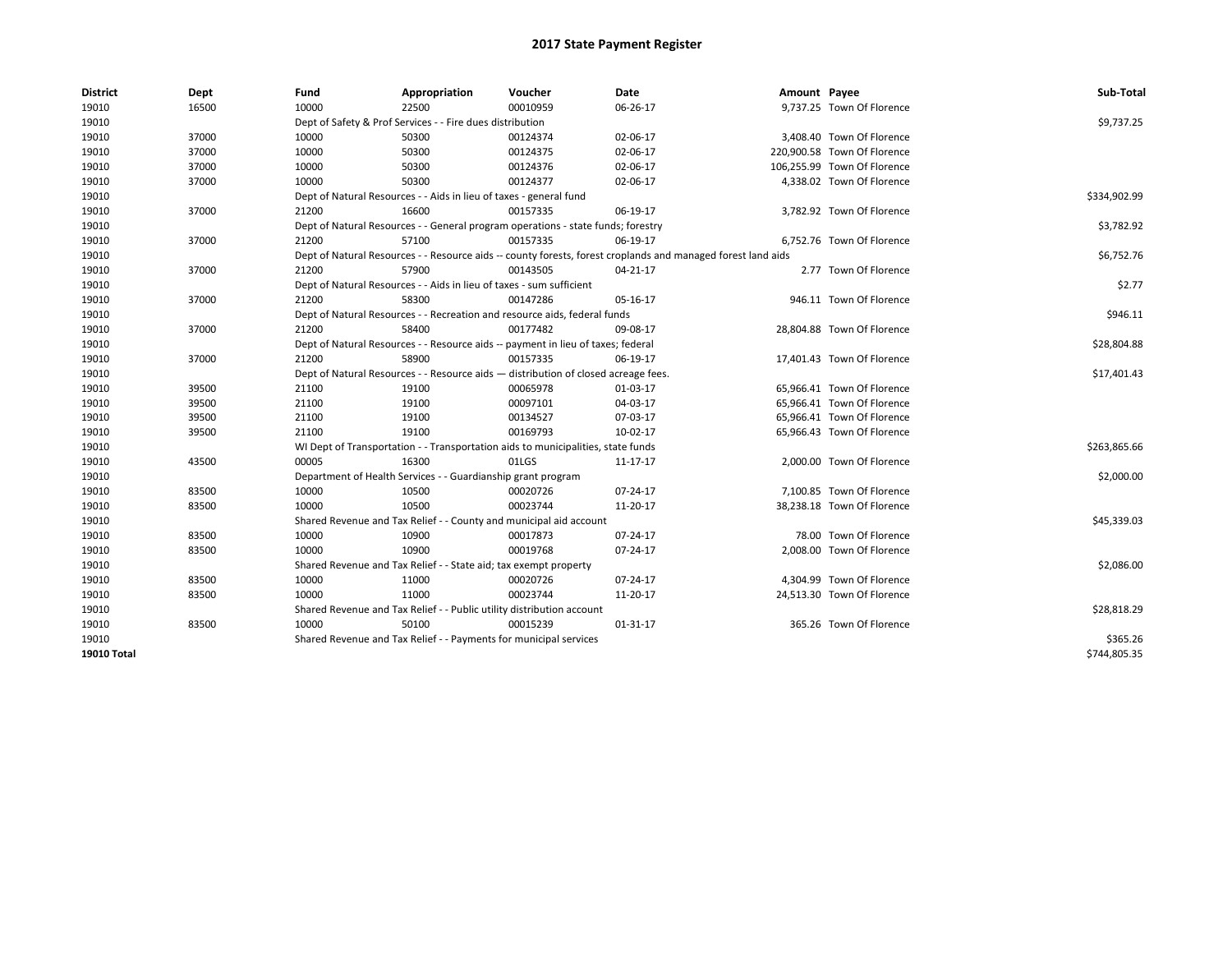# 2017 State Payment Register

| District | Dept | Fund | Appropriation | Voucher | Date | Amount | Payee | Sub-Total |
|---|---|---|---|---|---|---|---|---|
| 19010 | 16500 | 10000 | 22500 | 00010959 | 06-26-17 | 9,737.25 | Town Of Florence | |
| 19010 | | Dept of Safety & Prof Services - - Fire dues distribution | | | | | | $9,737.25 |
| 19010 | 37000 | 10000 | 50300 | 00124374 | 02-06-17 | 3,408.40 | Town Of Florence | |
| 19010 | 37000 | 10000 | 50300 | 00124375 | 02-06-17 | 220,900.58 | Town Of Florence | |
| 19010 | 37000 | 10000 | 50300 | 00124376 | 02-06-17 | 106,255.99 | Town Of Florence | |
| 19010 | 37000 | 10000 | 50300 | 00124377 | 02-06-17 | 4,338.02 | Town Of Florence | |
| 19010 | | Dept of Natural Resources - - Aids in lieu of taxes - general fund | | | | | | $334,902.99 |
| 19010 | 37000 | 21200 | 16600 | 00157335 | 06-19-17 | 3,782.92 | Town Of Florence | |
| 19010 | | Dept of Natural Resources - - General program operations - state funds; forestry | | | | | | $3,782.92 |
| 19010 | 37000 | 21200 | 57100 | 00157335 | 06-19-17 | 6,752.76 | Town Of Florence | |
| 19010 | | Dept of Natural Resources - - Resource aids -- county forests, forest croplands and managed forest land aids | | | | | | $6,752.76 |
| 19010 | 37000 | 21200 | 57900 | 00143505 | 04-21-17 | 2.77 | Town Of Florence | |
| 19010 | | Dept of Natural Resources - - Aids in lieu of taxes - sum sufficient | | | | | | $2.77 |
| 19010 | 37000 | 21200 | 58300 | 00147286 | 05-16-17 | 946.11 | Town Of Florence | |
| 19010 | | Dept of Natural Resources - - Recreation and resource aids, federal funds | | | | | | $946.11 |
| 19010 | 37000 | 21200 | 58400 | 00177482 | 09-08-17 | 28,804.88 | Town Of Florence | |
| 19010 | | Dept of Natural Resources - - Resource aids -- payment in lieu of taxes; federal | | | | | | $28,804.88 |
| 19010 | 37000 | 21200 | 58900 | 00157335 | 06-19-17 | 17,401.43 | Town Of Florence | |
| 19010 | | Dept of Natural Resources - - Resource aids — distribution of closed acreage fees. | | | | | | $17,401.43 |
| 19010 | 39500 | 21100 | 19100 | 00065978 | 01-03-17 | 65,966.41 | Town Of Florence | |
| 19010 | 39500 | 21100 | 19100 | 00097101 | 04-03-17 | 65,966.41 | Town Of Florence | |
| 19010 | 39500 | 21100 | 19100 | 00134527 | 07-03-17 | 65,966.41 | Town Of Florence | |
| 19010 | 39500 | 21100 | 19100 | 00169793 | 10-02-17 | 65,966.43 | Town Of Florence | |
| 19010 | | WI Dept of Transportation - - Transportation aids to municipalities, state funds | | | | | | $263,865.66 |
| 19010 | 43500 | 00005 | 16300 | 01LGS | 11-17-17 | 2,000.00 | Town Of Florence | |
| 19010 | | Department of Health Services - - Guardianship grant program | | | | | | $2,000.00 |
| 19010 | 83500 | 10000 | 10500 | 00020726 | 07-24-17 | 7,100.85 | Town Of Florence | |
| 19010 | 83500 | 10000 | 10500 | 00023744 | 11-20-17 | 38,238.18 | Town Of Florence | |
| 19010 | | Shared Revenue and Tax Relief - - County and municipal aid account | | | | | | $45,339.03 |
| 19010 | 83500 | 10000 | 10900 | 00017873 | 07-24-17 | 78.00 | Town Of Florence | |
| 19010 | 83500 | 10000 | 10900 | 00019768 | 07-24-17 | 2,008.00 | Town Of Florence | |
| 19010 | | Shared Revenue and Tax Relief - - State aid; tax exempt property | | | | | | $2,086.00 |
| 19010 | 83500 | 10000 | 11000 | 00020726 | 07-24-17 | 4,304.99 | Town Of Florence | |
| 19010 | 83500 | 10000 | 11000 | 00023744 | 11-20-17 | 24,513.30 | Town Of Florence | |
| 19010 | | Shared Revenue and Tax Relief - - Public utility distribution account | | | | | | $28,818.29 |
| 19010 | 83500 | 10000 | 50100 | 00015239 | 01-31-17 | 365.26 | Town Of Florence | |
| 19010 | | Shared Revenue and Tax Relief - - Payments for municipal services | | | | | | $365.26 |
| **19010 Total** | | | | | | | | $744,805.35 |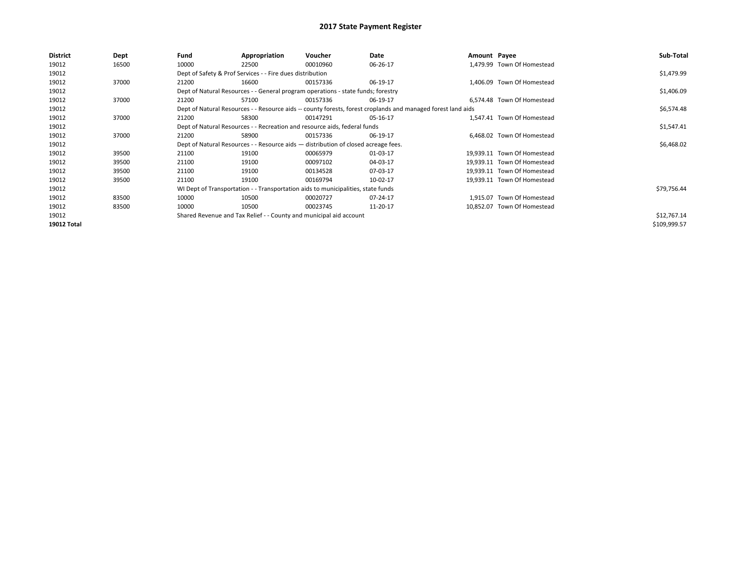# 2017 State Payment Register

| District | Dept | Fund | Appropriation | Voucher | Date | Amount | Payee | Sub-Total |
|---|---|---|---|---|---|---|---|---|
| 19012 | 16500 | 10000 | 22500 | 00010960 | 06-26-17 | 1,479.99 | Town Of Homestead | |
| 19012 | | Dept of Safety & Prof Services - - Fire dues distribution | | | | | | $1,479.99 |
| 19012 | 37000 | 21200 | 16600 | 00157336 | 06-19-17 | 1,406.09 | Town Of Homestead | |
| 19012 | | Dept of Natural Resources - - General program operations - state funds; forestry | | | | | | $1,406.09 |
| 19012 | 37000 | 21200 | 57100 | 00157336 | 06-19-17 | 6,574.48 | Town Of Homestead | |
| 19012 | | Dept of Natural Resources - - Resource aids -- county forests, forest croplands and managed forest land aids | | | | | | $6,574.48 |
| 19012 | 37000 | 21200 | 58300 | 00147291 | 05-16-17 | 1,547.41 | Town Of Homestead | |
| 19012 | | Dept of Natural Resources - - Recreation and resource aids, federal funds | | | | | | $1,547.41 |
| 19012 | 37000 | 21200 | 58900 | 00157336 | 06-19-17 | 6,468.02 | Town Of Homestead | |
| 19012 | | Dept of Natural Resources - - Resource aids — distribution of closed acreage fees. | | | | | | $6,468.02 |
| 19012 | 39500 | 21100 | 19100 | 00065979 | 01-03-17 | 19,939.11 | Town Of Homestead | |
| 19012 | 39500 | 21100 | 19100 | 00097102 | 04-03-17 | 19,939.11 | Town Of Homestead | |
| 19012 | 39500 | 21100 | 19100 | 00134528 | 07-03-17 | 19,939.11 | Town Of Homestead | |
| 19012 | 39500 | 21100 | 19100 | 00169794 | 10-02-17 | 19,939.11 | Town Of Homestead | |
| 19012 | | WI Dept of Transportation - - Transportation aids to municipalities, state funds | | | | | | $79,756.44 |
| 19012 | 83500 | 10000 | 10500 | 00020727 | 07-24-17 | 1,915.07 | Town Of Homestead | |
| 19012 | 83500 | 10000 | 10500 | 00023745 | 11-20-17 | 10,852.07 | Town Of Homestead | |
| 19012 | | Shared Revenue and Tax Relief - - County and municipal aid account | | | | | | $12,767.14 |
| **19012 Total** | | | | | | | | $109,999.57 |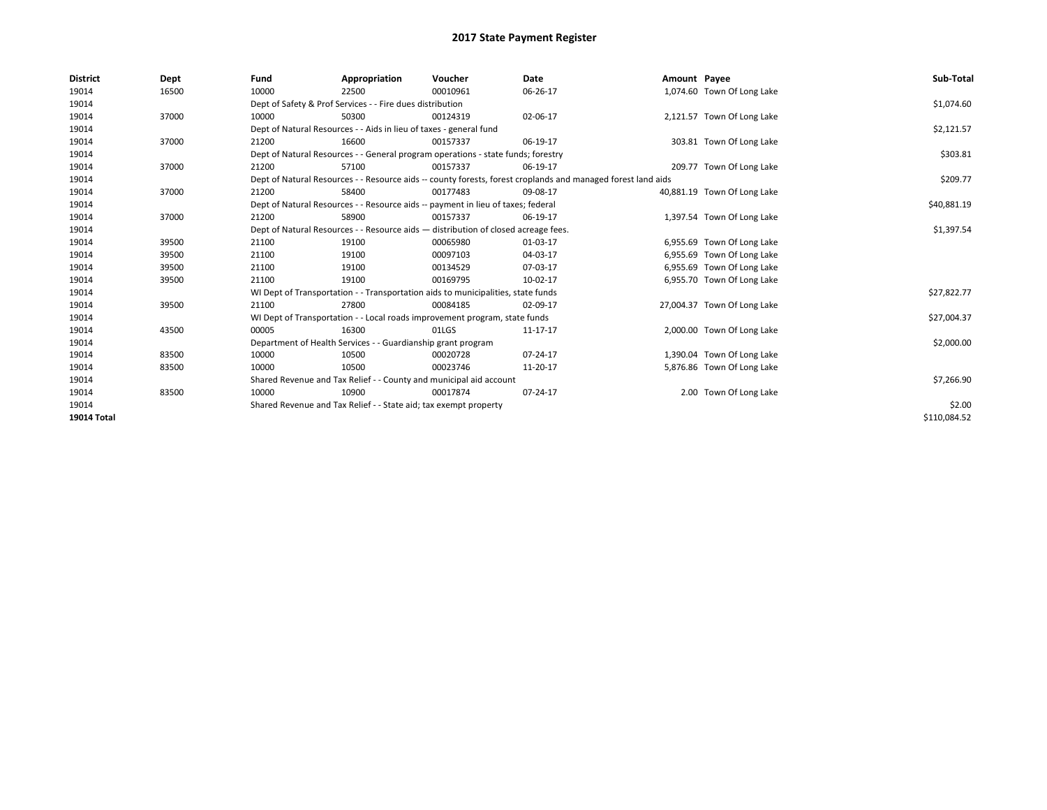# 2017 State Payment Register

| District | Dept | Fund | Appropriation | Voucher | Date | Amount | Payee | Sub-Total |
|---|---|---|---|---|---|---|---|---|
| 19014 | 16500 | 10000 | 22500 | 00010961 | 06-26-17 | 1,074.60 | Town Of Long Lake | |
| 19014 | | Dept of Safety & Prof Services - - Fire dues distribution | | | | | | $1,074.60 |
| 19014 | 37000 | 10000 | 50300 | 00124319 | 02-06-17 | 2,121.57 | Town Of Long Lake | |
| 19014 | | Dept of Natural Resources - - Aids in lieu of taxes - general fund | | | | | | $2,121.57 |
| 19014 | 37000 | 21200 | 16600 | 00157337 | 06-19-17 | 303.81 | Town Of Long Lake | |
| 19014 | | Dept of Natural Resources - - General program operations - state funds; forestry | | | | | | $303.81 |
| 19014 | 37000 | 21200 | 57100 | 00157337 | 06-19-17 | 209.77 | Town Of Long Lake | |
| 19014 | | Dept of Natural Resources - - Resource aids -- county forests, forest croplands and managed forest land aids | | | | | | $209.77 |
| 19014 | 37000 | 21200 | 58400 | 00177483 | 09-08-17 | 40,881.19 | Town Of Long Lake | |
| 19014 | | Dept of Natural Resources - - Resource aids -- payment in lieu of taxes; federal | | | | | | $40,881.19 |
| 19014 | 37000 | 21200 | 58900 | 00157337 | 06-19-17 | 1,397.54 | Town Of Long Lake | |
| 19014 | | Dept of Natural Resources - - Resource aids — distribution of closed acreage fees. | | | | | | $1,397.54 |
| 19014 | 39500 | 21100 | 19100 | 00065980 | 01-03-17 | 6,955.69 | Town Of Long Lake | |
| 19014 | 39500 | 21100 | 19100 | 00097103 | 04-03-17 | 6,955.69 | Town Of Long Lake | |
| 19014 | 39500 | 21100 | 19100 | 00134529 | 07-03-17 | 6,955.69 | Town Of Long Lake | |
| 19014 | 39500 | 21100 | 19100 | 00169795 | 10-02-17 | 6,955.70 | Town Of Long Lake | |
| 19014 | | WI Dept of Transportation - - Transportation aids to municipalities, state funds | | | | | | $27,822.77 |
| 19014 | 39500 | 21100 | 27800 | 00084185 | 02-09-17 | 27,004.37 | Town Of Long Lake | |
| 19014 | | WI Dept of Transportation - - Local roads improvement program, state funds | | | | | | $27,004.37 |
| 19014 | 43500 | 00005 | 16300 | 01LGS | 11-17-17 | 2,000.00 | Town Of Long Lake | |
| 19014 | | Department of Health Services - - Guardianship grant program | | | | | | $2,000.00 |
| 19014 | 83500 | 10000 | 10500 | 00020728 | 07-24-17 | 1,390.04 | Town Of Long Lake | |
| 19014 | 83500 | 10000 | 10500 | 00023746 | 11-20-17 | 5,876.86 | Town Of Long Lake | |
| 19014 | | Shared Revenue and Tax Relief - - County and municipal aid account | | | | | | $7,266.90 |
| 19014 | 83500 | 10000 | 10900 | 00017874 | 07-24-17 | 2.00 | Town Of Long Lake | |
| 19014 | | Shared Revenue and Tax Relief - - State aid; tax exempt property | | | | | | $2.00 |
| **19014 Total** | | | | | | | | $110,084.52 |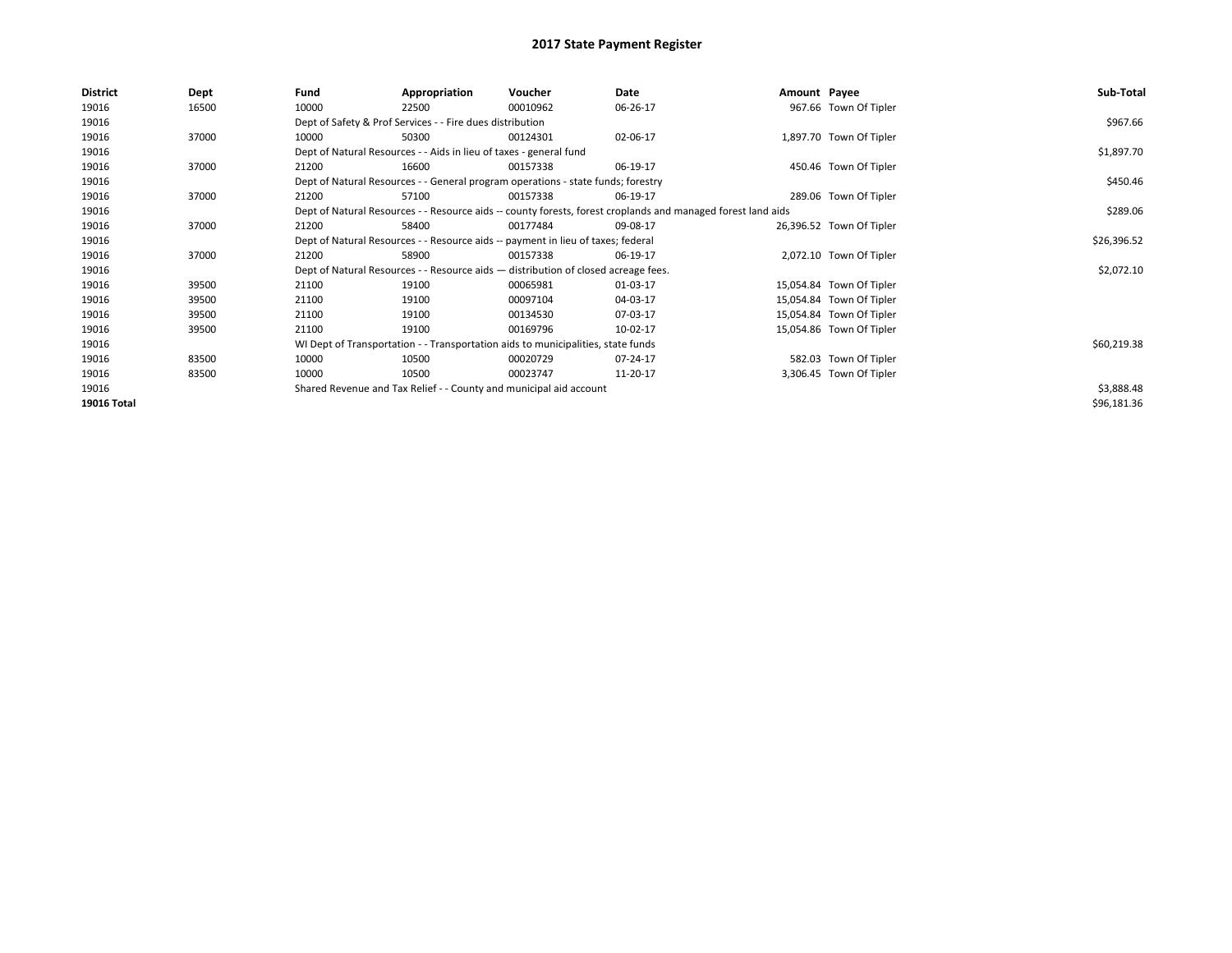# 2017 State Payment Register

| District | Dept | Fund | Appropriation | Voucher | Date | Amount | Payee | Sub-Total |
|---|---|---|---|---|---|---|---|---|
| 19016 | 16500 | 10000 | 22500 | 00010962 | 06-26-17 | 967.66 | Town Of Tipler | |
| 19016 | | Dept of Safety & Prof Services - - Fire dues distribution | | | | | | $967.66 |
| 19016 | 37000 | 10000 | 50300 | 00124301 | 02-06-17 | 1,897.70 | Town Of Tipler | |
| 19016 | | Dept of Natural Resources - - Aids in lieu of taxes - general fund | | | | | | $1,897.70 |
| 19016 | 37000 | 21200 | 16600 | 00157338 | 06-19-17 | 450.46 | Town Of Tipler | |
| 19016 | | Dept of Natural Resources - - General program operations - state funds; forestry | | | | | | $450.46 |
| 19016 | 37000 | 21200 | 57100 | 00157338 | 06-19-17 | 289.06 | Town Of Tipler | |
| 19016 | | Dept of Natural Resources - - Resource aids -- county forests, forest croplands and managed forest land aids | | | | | | $289.06 |
| 19016 | 37000 | 21200 | 58400 | 00177484 | 09-08-17 | 26,396.52 | Town Of Tipler | |
| 19016 | | Dept of Natural Resources - - Resource aids -- payment in lieu of taxes; federal | | | | | | $26,396.52 |
| 19016 | 37000 | 21200 | 58900 | 00157338 | 06-19-17 | 2,072.10 | Town Of Tipler | |
| 19016 | | Dept of Natural Resources - - Resource aids — distribution of closed acreage fees. | | | | | | $2,072.10 |
| 19016 | 39500 | 21100 | 19100 | 00065981 | 01-03-17 | 15,054.84 | Town Of Tipler | |
| 19016 | 39500 | 21100 | 19100 | 00097104 | 04-03-17 | 15,054.84 | Town Of Tipler | |
| 19016 | 39500 | 21100 | 19100 | 00134530 | 07-03-17 | 15,054.84 | Town Of Tipler | |
| 19016 | 39500 | 21100 | 19100 | 00169796 | 10-02-17 | 15,054.86 | Town Of Tipler | |
| 19016 | | WI Dept of Transportation - - Transportation aids to municipalities, state funds | | | | | | $60,219.38 |
| 19016 | 83500 | 10000 | 10500 | 00020729 | 07-24-17 | 582.03 | Town Of Tipler | |
| 19016 | 83500 | 10000 | 10500 | 00023747 | 11-20-17 | 3,306.45 | Town Of Tipler | |
| 19016 | | Shared Revenue and Tax Relief - - County and municipal aid account | | | | | | $3,888.48 |
| **19016 Total** | | | | | | | | $96,181.36 |